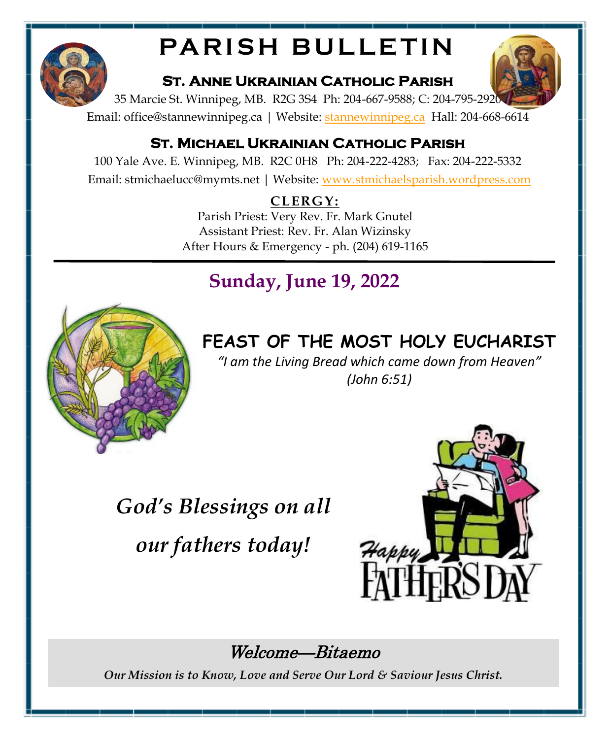# PARISH BULLETIN

## St. Anne Ukrainian Catholic Parish

35 Marcie St. Winnipeg, MB. R2G 3S4 Ph: 204-667-9588; C: 204-795-2920

Email: office@stannewinnipeg.ca | Website: stannewinnipeg.ca Hall: 204-668-6614

## St. Michael Ukrainian Catholic Parish

100 Yale Ave. E. Winnipeg, MB. R2C 0H8 Ph: 204-222-4283; Fax: 204-222-5332

Email: stmichaelucc@mymts.net | Website: www.stmichaelsparish.wordpress.com

**CLERGY:**

Parish Priest: Very Rev. Fr. Mark Gnutel

Assistant Priest: Rev. Fr. Alan Wizinsky

After Hours & Emergency - ph. (204) 619-1165

---

## Sunday, June 19, 2022

# FEAST OF THE MOST HOLY EUCHARIST

*"I am the Living Bread which came down from Heaven"*
*(John 6:51)*

***God's Blessings on all our fathers today!***

Happy FATHER'S DAY

*Welcome—Bitaemo*

***Our Mission is to Know, Love and Serve Our Lord & Saviour Jesus Christ.***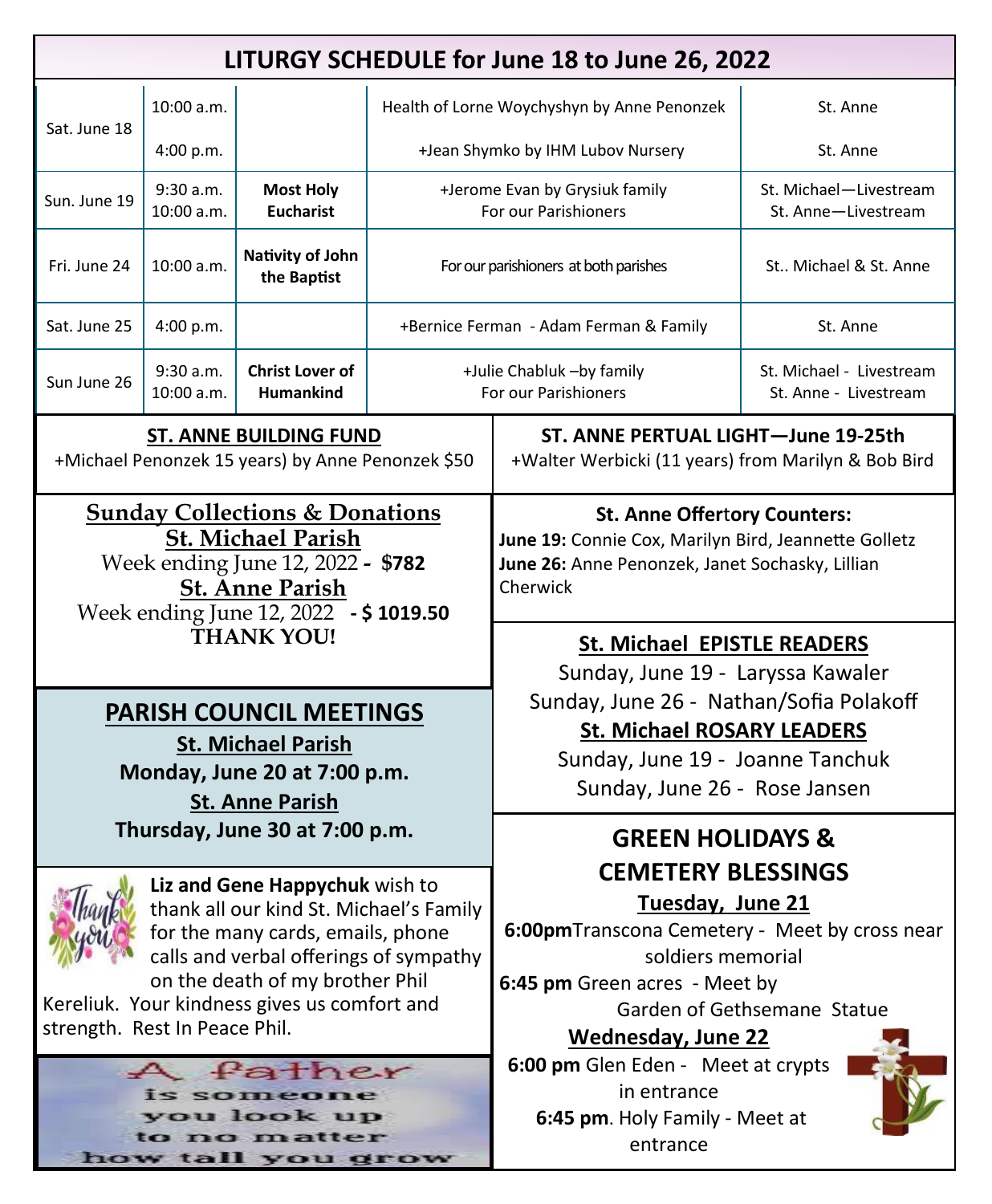## LITURGY SCHEDULE for June 18 to June 26, 2022

| | | | | |
|---|---|---|---|---|
| Sat. June 18 | 10:00 a.m. | | Health of Lorne Woychyshyn by Anne Penonzek | St. Anne |
| | 4:00 p.m. | | +Jean Shymko by IHM Lubov Nursery | St. Anne |
| Sun. June 19 | 9:30 a.m.<br>10:00 a.m. | **Most Holy Eucharist** | +Jerome Evan by Grysiuk family<br>For our Parishioners | St. Michael—Livestream<br>St. Anne—Livestream |
| Fri. June 24 | 10:00 a.m. | **Nativity of John the Baptist** | For our parishioners at both parishes | St.. Michael & St. Anne |
| Sat. June 25 | 4:00 p.m. | | +Bernice Ferman - Adam Ferman & Family | St. Anne |
| Sun June 26 | 9:30 a.m.<br>10:00 a.m. | **Christ Lover of Humankind** | +Julie Chabluk –by family<br>For our Parishioners | St. Michael - Livestream<br>St. Anne - Livestream |

**ST. ANNE BUILDING FUND**

+Michael Penonzek 15 years) by Anne Penonzek $50

**ST. ANNE PERTUAL LIGHT—June 19-25th**

+Walter Werbicki (11 years) from Marilyn & Bob Bird

**Sunday Collections & Donations**

**St. Michael Parish**

Week ending June 12, 2022 **- $782**

**St. Anne Parish**

Week ending June 12, 2022 **- $ 1019.50**

**THANK YOU!**

**St. Anne Offertory Counters:**

**June 19:** Connie Cox, Marilyn Bird, Jeannette Golletz

**June 26:** Anne Penonzek, Janet Sochasky, Lillian Cherwick

**St. Michael EPISTLE READERS**

Sunday, June 19 - Laryssa Kawaler

Sunday, June 26 - Nathan/Sofia Polakoff

**St. Michael ROSARY LEADERS**

Sunday, June 19 - Joanne Tanchuk

Sunday, June 26 - Rose Jansen

## PARISH COUNCIL MEETINGS

**St. Michael Parish**

**Monday, June 20 at 7:00 p.m.**

**St. Anne Parish**

**Thursday, June 30 at 7:00 p.m.**

**Liz and Gene Happychuk** wish to thank all our kind St. Michael's Family for the many cards, emails, phone calls and verbal offerings of sympathy on the death of my brother Phil Kereliuk. Your kindness gives us comfort and strength. Rest In Peace Phil.

A Father is someone you look up to no matter how tall you grow

## GREEN HOLIDAYS & CEMETERY BLESSINGS

**Tuesday, June 21**

**6:00pm** Transcona Cemetery - Meet by cross near soldiers memorial

**6:45 pm** Green acres - Meet by Garden of Gethsemane Statue

**Wednesday, June 22**

**6:00 pm** Glen Eden - Meet at crypts in entrance

**6:45 pm**. Holy Family - Meet at entrance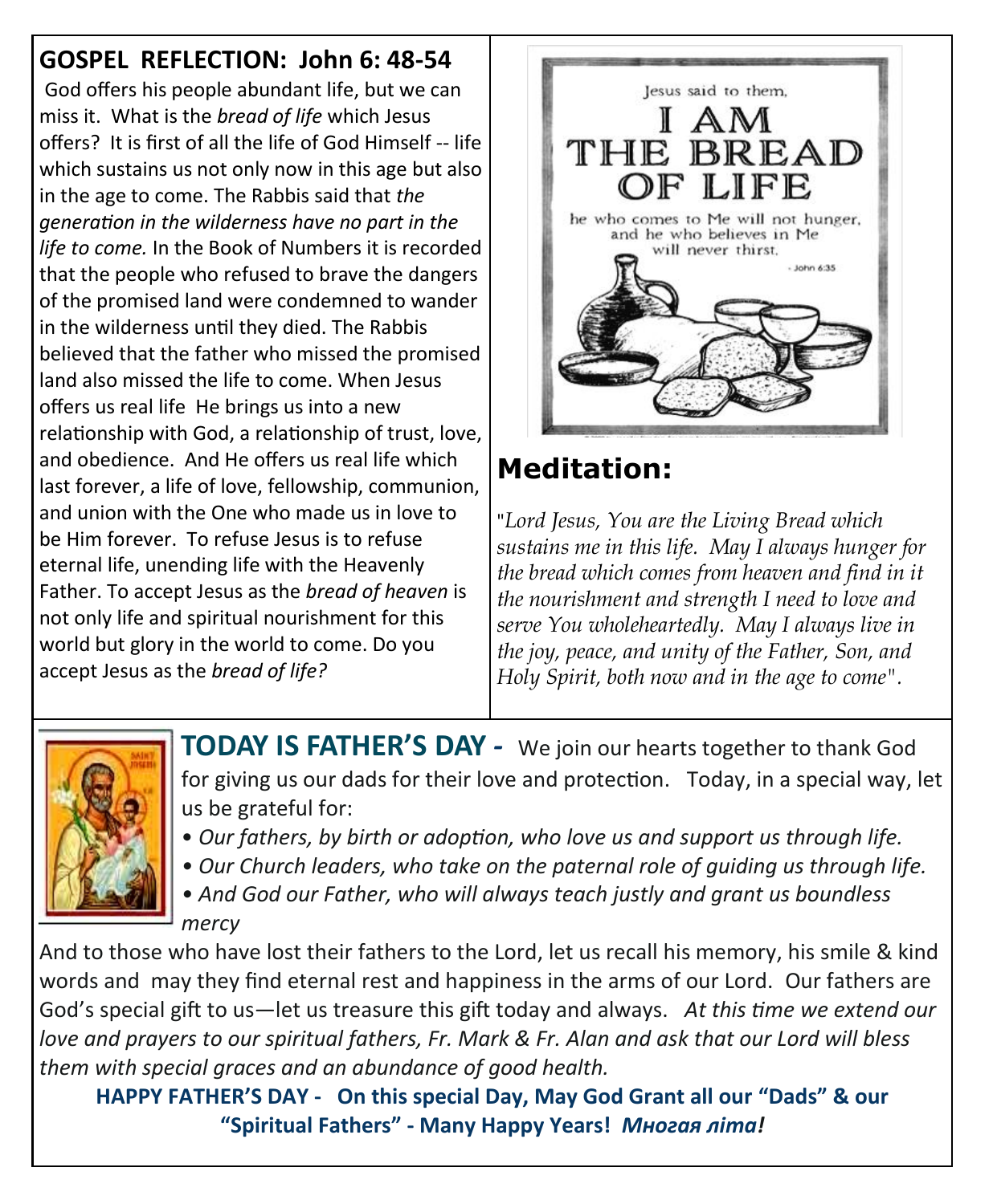## GOSPEL REFLECTION: John 6: 48-54

God offers his people abundant life, but we can miss it. What is the *bread of life* which Jesus offers? It is first of all the life of God Himself -- life which sustains us not only now in this age but also in the age to come. The Rabbis said that *the generation in the wilderness have no part in the life to come.* In the Book of Numbers it is recorded that the people who refused to brave the dangers of the promised land were condemned to wander in the wilderness until they died. The Rabbis believed that the father who missed the promised land also missed the life to come. When Jesus offers us real life He brings us into a new relationship with God, a relationship of trust, love, and obedience. And He offers us real life which last forever, a life of love, fellowship, communion, and union with the One who made us in love to be Him forever. To refuse Jesus is to refuse eternal life, unending life with the Heavenly Father. To accept Jesus as the *bread of heaven* is not only life and spiritual nourishment for this world but glory in the world to come. Do you accept Jesus as the *bread of life?*

Jesus said to them,

I AM THE BREAD OF LIFE

he who comes to Me will not hunger, and he who believes in Me will never thirst.

- John 6:35

## Meditation:

*"Lord Jesus, You are the Living Bread which sustains me in this life. May I always hunger for the bread which comes from heaven and find in it the nourishment and strength I need to love and serve You wholeheartedly. May I always live in the joy, peace, and unity of the Father, Son, and Holy Spirit, both now and in the age to come".*

**TODAY IS FATHER'S DAY -** We join our hearts together to thank God for giving us our dads for their love and protection. Today, in a special way, let us be grateful for:

- *Our fathers, by birth or adoption, who love us and support us through life.*
- *Our Church leaders, who take on the paternal role of guiding us through life.*
- *And God our Father, who will always teach justly and grant us boundless mercy*

And to those who have lost their fathers to the Lord, let us recall his memory, his smile & kind words and may they find eternal rest and happiness in the arms of our Lord. Our fathers are God's special gift to us—let us treasure this gift today and always. *At this time we extend our love and prayers to our spiritual fathers, Fr. Mark & Fr. Alan and ask that our Lord will bless them with special graces and an abundance of good health.*

**HAPPY FATHER'S DAY - On this special Day, May God Grant all our "Dads" & our "Spiritual Fathers" - Many Happy Years! *Многая літа!***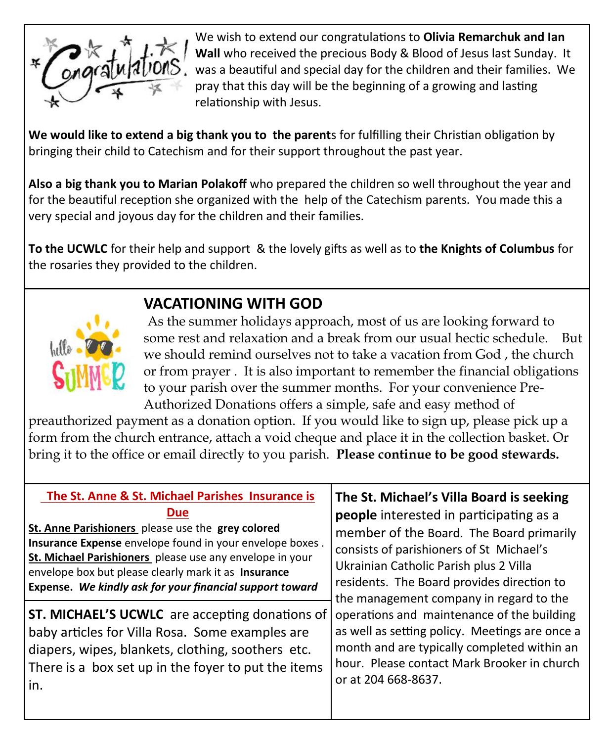We wish to extend our congratulations to **Olivia Remarchuk and Ian Wall** who received the precious Body & Blood of Jesus last Sunday. It was a beautiful and special day for the children and their families. We pray that this day will be the beginning of a growing and lasting relationship with Jesus.

**We would like to extend a big thank you to the parent**s for fulfilling their Christian obligation by bringing their child to Catechism and for their support throughout the past year.

**Also a big thank you to Marian Polakoff** who prepared the children so well throughout the year and for the beautiful reception she organized with the help of the Catechism parents. You made this a very special and joyous day for the children and their families.

**To the UCWLC** for their help and support & the lovely gifts as well as to **the Knights of Columbus** for the rosaries they provided to the children.

## VACATIONING WITH GOD

As the summer holidays approach, most of us are looking forward to some rest and relaxation and a break from our usual hectic schedule. But we should remind ourselves not to take a vacation from God , the church or from prayer . It is also important to remember the financial obligations to your parish over the summer months. For your convenience Pre-Authorized Donations offers a simple, safe and easy method of preauthorized payment as a donation option. If you would like to sign up, please pick up a form from the church entrance, attach a void cheque and place it in the collection basket. Or bring it to the office or email directly to you parish. **Please continue to be good stewards.**

**The St. Anne & St. Michael Parishes Insurance is Due**

**St. Anne Parishioners** please use the **grey colored Insurance Expense** envelope found in your envelope boxes . **St. Michael Parishioners** please use any envelope in your envelope box but please clearly mark it as **Insurance Expense.** ***We kindly ask for your financial support toward***

**ST. MICHAEL'S UCWLC** are accepting donations of baby articles for Villa Rosa. Some examples are diapers, wipes, blankets, clothing, soothers etc. There is a box set up in the foyer to put the items in.

**The St. Michael's Villa Board is seeking people** interested in participating as a member of the Board. The Board primarily consists of parishioners of St Michael's Ukrainian Catholic Parish plus 2 Villa residents. The Board provides direction to the management company in regard to the operations and maintenance of the building as well as setting policy. Meetings are once a month and are typically completed within an hour. Please contact Mark Brooker in church or at 204 668-8637.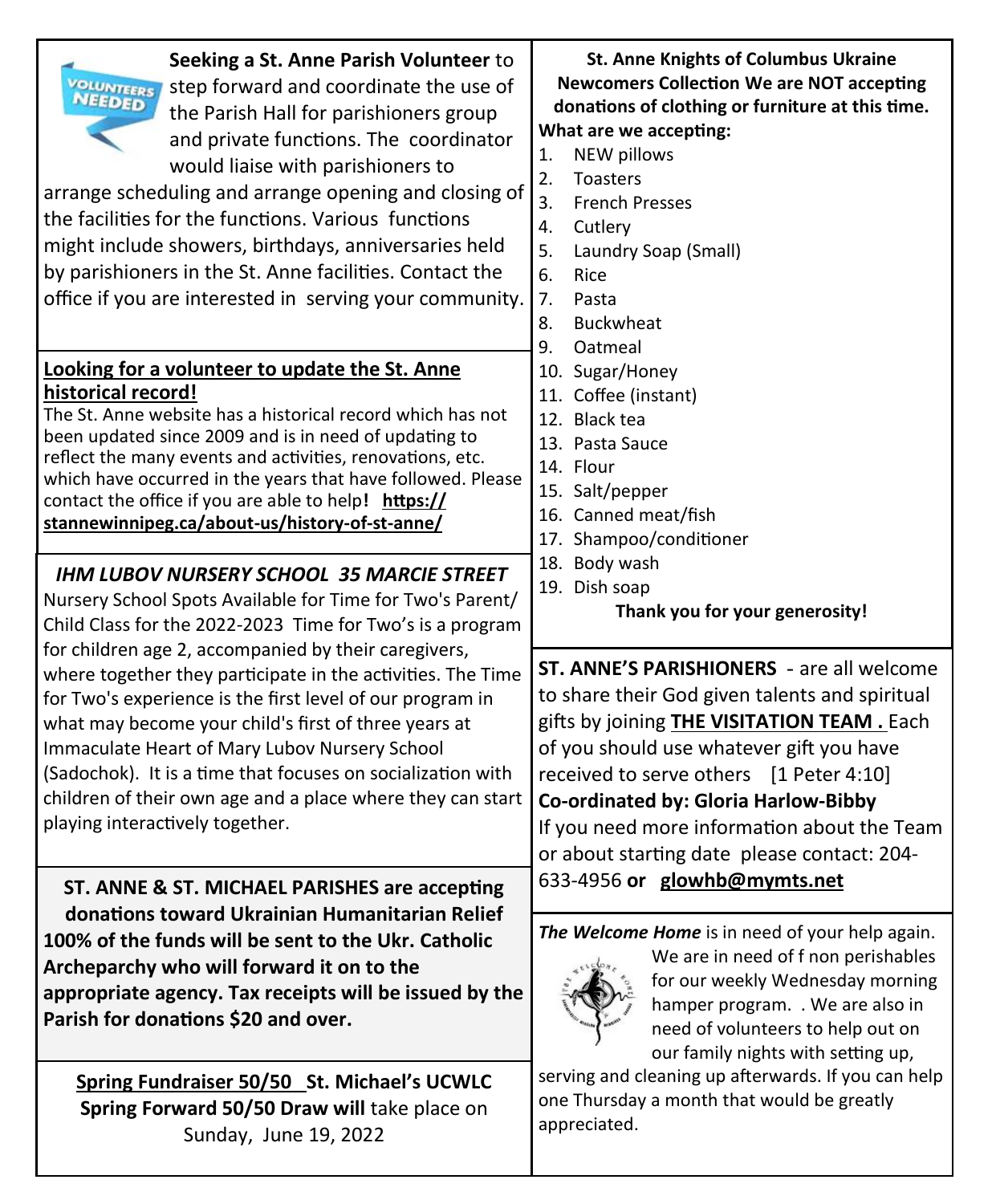**Seeking a St. Anne Parish Volunteer** to step forward and coordinate the use of the Parish Hall for parishioners group and private functions. The coordinator would liaise with parishioners to arrange scheduling and arrange opening and closing of the facilities for the functions. Various functions might include showers, birthdays, anniversaries held by parishioners in the St. Anne facilities. Contact the office if you are interested in serving your community.

**Looking for a volunteer to update the St. Anne historical record!**

The St. Anne website has a historical record which has not been updated since 2009 and is in need of updating to reflect the many events and activities, renovations, etc. which have occurred in the years that have followed. Please contact the office if you are able to help**!** **https://stannewinnipeg.ca/about-us/history-of-st-anne/**

***IHM LUBOV NURSERY SCHOOL 35 MARCIE STREET***

Nursery School Spots Available for Time for Two's Parent/Child Class for the 2022-2023 Time for Two's is a program for children age 2, accompanied by their caregivers, where together they participate in the activities. The Time for Two's experience is the first level of our program in what may become your child's first of three years at Immaculate Heart of Mary Lubov Nursery School (Sadochok). It is a time that focuses on socialization with children of their own age and a place where they can start playing interactively together.

**ST. ANNE & ST. MICHAEL PARISHES are accepting donations toward Ukrainian Humanitarian Relief 100% of the funds will be sent to the Ukr. Catholic Archeparchy who will forward it on to the appropriate agency. Tax receipts will be issued by the Parish for donations $20 and over.**

**Spring Fundraiser 50/50 St. Michael's UCWLC Spring Forward 50/50 Draw will** take place on Sunday, June 19, 2022

**St. Anne Knights of Columbus Ukraine Newcomers Collection We are NOT accepting donations of clothing or furniture at this time.**

**What are we accepting:**

1. NEW pillows
2. Toasters
3. French Presses
4. Cutlery
5. Laundry Soap (Small)
6. Rice
7. Pasta
8. Buckwheat
9. Oatmeal
10. Sugar/Honey
11. Coffee (instant)
12. Black tea
13. Pasta Sauce
14. Flour
15. Salt/pepper
16. Canned meat/fish
17. Shampoo/conditioner
18. Body wash
19. Dish soap

**Thank you for your generosity!**

**ST. ANNE'S PARISHIONERS** - are all welcome to share their God given talents and spiritual gifts by joining **THE VISITATION TEAM .** Each of you should use whatever gift you have received to serve others [1 Peter 4:10]

**Co-ordinated by: Gloria Harlow-Bibby**

If you need more information about the Team or about starting date please contact: 204-633-4956 **or glowhb@mymts.net**

***The Welcome Home*** is in need of your help again. We are in need of f non perishables for our weekly Wednesday morning hamper program. . We are also in need of volunteers to help out on our family nights with setting up, serving and cleaning up afterwards. If you can help one Thursday a month that would be greatly appreciated.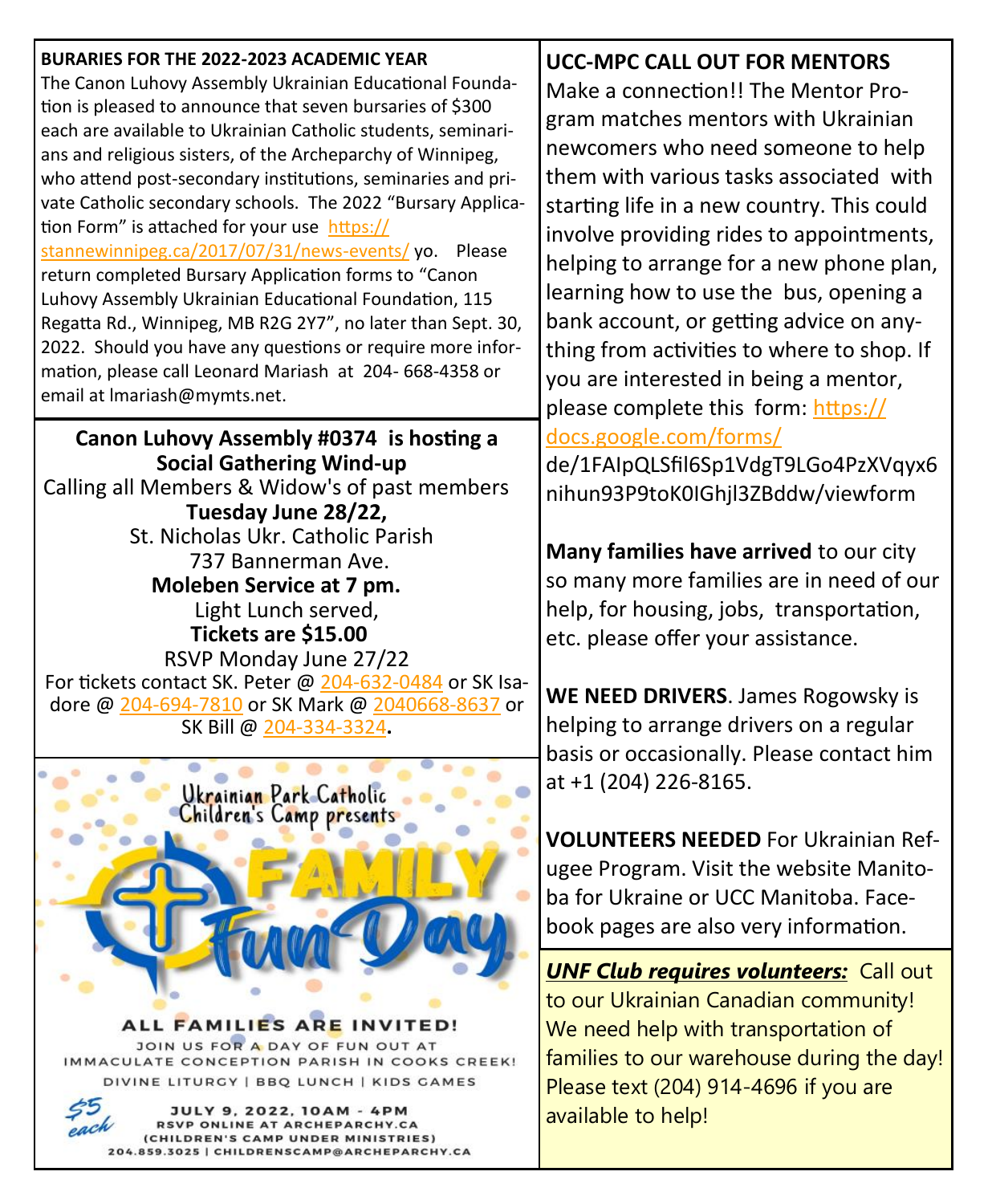**BURARIES FOR THE 2022-2023 ACADEMIC YEAR**

The Canon Luhovy Assembly Ukrainian Educational Foundation is pleased to announce that seven bursaries of $300 each are available to Ukrainian Catholic students, seminarians and religious sisters, of the Archeparchy of Winnipeg, who attend post-secondary institutions, seminaries and private Catholic secondary schools. The 2022 "Bursary Application Form" is attached for your use https://stannewinnipeg.ca/2017/07/31/news-events/ yo. Please return completed Bursary Application forms to "Canon Luhovy Assembly Ukrainian Educational Foundation, 115 Regatta Rd., Winnipeg, MB R2G 2Y7", no later than Sept. 30, 2022. Should you have any questions or require more information, please call Leonard Mariash at 204- 668-4358 or email at lmariash@mymts.net.

**Canon Luhovy Assembly #0374 is hosting a Social Gathering Wind-up**

Calling all Members & Widow's of past members

**Tuesday June 28/22,**

St. Nicholas Ukr. Catholic Parish

737 Bannerman Ave.

**Moleben Service at 7 pm.**

Light Lunch served,

**Tickets are $15.00**

RSVP Monday June 27/22

For tickets contact SK. Peter @ 204-632-0484 or SK Isadore @ 204-694-7810 or SK Mark @ 2040668-8637 or SK Bill @ 204-334-3324.

Ukrainian Park Catholic Children's Camp presents

**FAMILY Fun Day**

ALL FAMILIES ARE INVITED!

JOIN US FOR A DAY OF FUN OUT AT IMMACULATE CONCEPTION PARISH IN COOKS CREEK!

DIVINE LITURGY | BBQ LUNCH | KIDS GAMES

$5 each

JULY 9, 2022, 10AM - 4PM

RSVP ONLINE AT ARCHEPARCHY.CA

(CHILDREN'S CAMP UNDER MINISTRIES)

204.859.3025 | CHILDRENSCAMP@ARCHEPARCHY.CA

**UCC-MPC CALL OUT FOR MENTORS**

Make a connection!! The Mentor Program matches mentors with Ukrainian newcomers who need someone to help them with various tasks associated with starting life in a new country. This could involve providing rides to appointments, helping to arrange for a new phone plan, learning how to use the bus, opening a bank account, or getting advice on anything from activities to where to shop. If you are interested in being a mentor, please complete this form: https://docs.google.com/forms/de/1FAIpQLSfil6Sp1VdgT9LGo4PzXVqyx6nihun93P9toK0IGhjl3ZBddw/viewform

**Many families have arrived** to our city so many more families are in need of our help, for housing, jobs, transportation, etc. please offer your assistance.

**WE NEED DRIVERS**. James Rogowsky is helping to arrange drivers on a regular basis or occasionally. Please contact him at +1 (204) 226-8165.

**VOLUNTEERS NEEDED** For Ukrainian Refugee Program. Visit the website Manitoba for Ukraine or UCC Manitoba. Facebook pages are also very information.

***UNF Club requires volunteers:*** Call out to our Ukrainian Canadian community! We need help with transportation of families to our warehouse during the day! Please text (204) 914-4696 if you are available to help!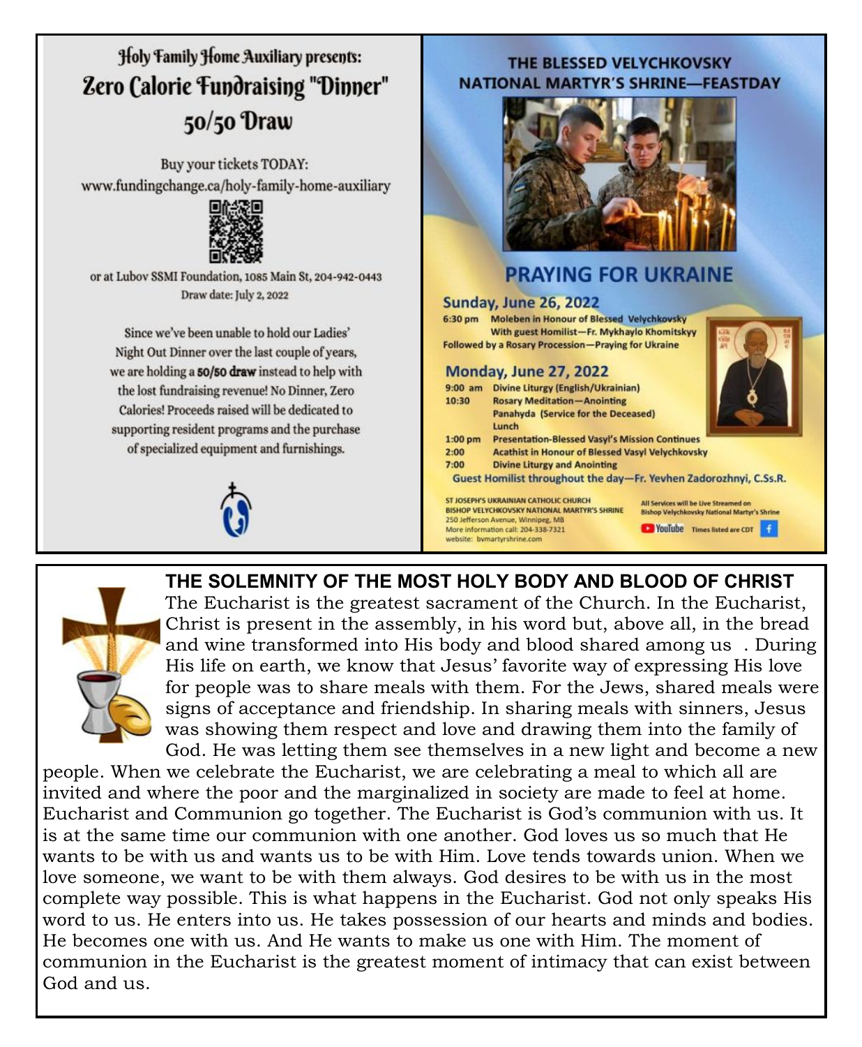## Holy Family Home Auxiliary presents:

# Zero Calorie Fundraising "Dinner"

## 50/50 Draw

Buy your tickets TODAY:
www.fundingchange.ca/holy-family-home-auxiliary

or at Lubov SSMI Foundation, 1085 Main St, 204-942-0443
Draw date: July 2, 2022

Since we've been unable to hold our Ladies' Night Out Dinner over the last couple of years, we are holding a **50/50 draw** instead to help with the lost fundraising revenue! No Dinner, Zero Calories! Proceeds raised will be dedicated to supporting resident programs and the purchase of specialized equipment and furnishings.

## THE BLESSED VELYCHKOVSKY NATIONAL MARTYR'S SHRINE—FEASTDAY

## PRAYING FOR UKRAINE

### Sunday, June 26, 2022

6:30 pm Moleben in Honour of Blessed Velychkovsky
With guest Homilist—Fr. Mykhaylo Khomitskyy
Followed by a Rosary Procession—Praying for Ukraine

### Monday, June 27, 2022

- 9:00 am Divine Liturgy (English/Ukrainian)
- 10:30 Rosary Meditation—Anointing
  Panahyda (Service for the Deceased)
  Lunch
- 1:00 pm Presentation-Blessed Vasyl's Mission Continues
- 2:00 Acathist in Honour of Blessed Vasyl Velychkovsky
- 7:00 Divine Liturgy and Anointing

Guest Homilist throughout the day—Fr. Yevhen Zadorozhnyi, C.Ss.R.

ST JOSEPH'S UKRAINIAN CATHOLIC CHURCH
BISHOP VELYCHKOVSKY NATIONAL MARTYR'S SHRINE
250 Jefferson Avenue, Winnipeg, MB
More information call: 204-338-7321
website: bvmartyrshrine.com

All Services will be Live Streamed on Bishop Velychkovsky National Martyr's Shrine
YouTube Times listed are CDT

## THE SOLEMNITY OF THE MOST HOLY BODY AND BLOOD OF CHRIST

The Eucharist is the greatest sacrament of the Church. In the Eucharist, Christ is present in the assembly, in his word but, above all, in the bread and wine transformed into His body and blood shared among us . During His life on earth, we know that Jesus' favorite way of expressing His love for people was to share meals with them. For the Jews, shared meals were signs of acceptance and friendship. In sharing meals with sinners, Jesus was showing them respect and love and drawing them into the family of God. He was letting them see themselves in a new light and become a new people. When we celebrate the Eucharist, we are celebrating a meal to which all are invited and where the poor and the marginalized in society are made to feel at home. Eucharist and Communion go together. The Eucharist is God's communion with us. It is at the same time our communion with one another. God loves us so much that He wants to be with us and wants us to be with Him. Love tends towards union. When we love someone, we want to be with them always. God desires to be with us in the most complete way possible. This is what happens in the Eucharist. God not only speaks His word to us. He enters into us. He takes possession of our hearts and minds and bodies. He becomes one with us. And He wants to make us one with Him. The moment of communion in the Eucharist is the greatest moment of intimacy that can exist between God and us.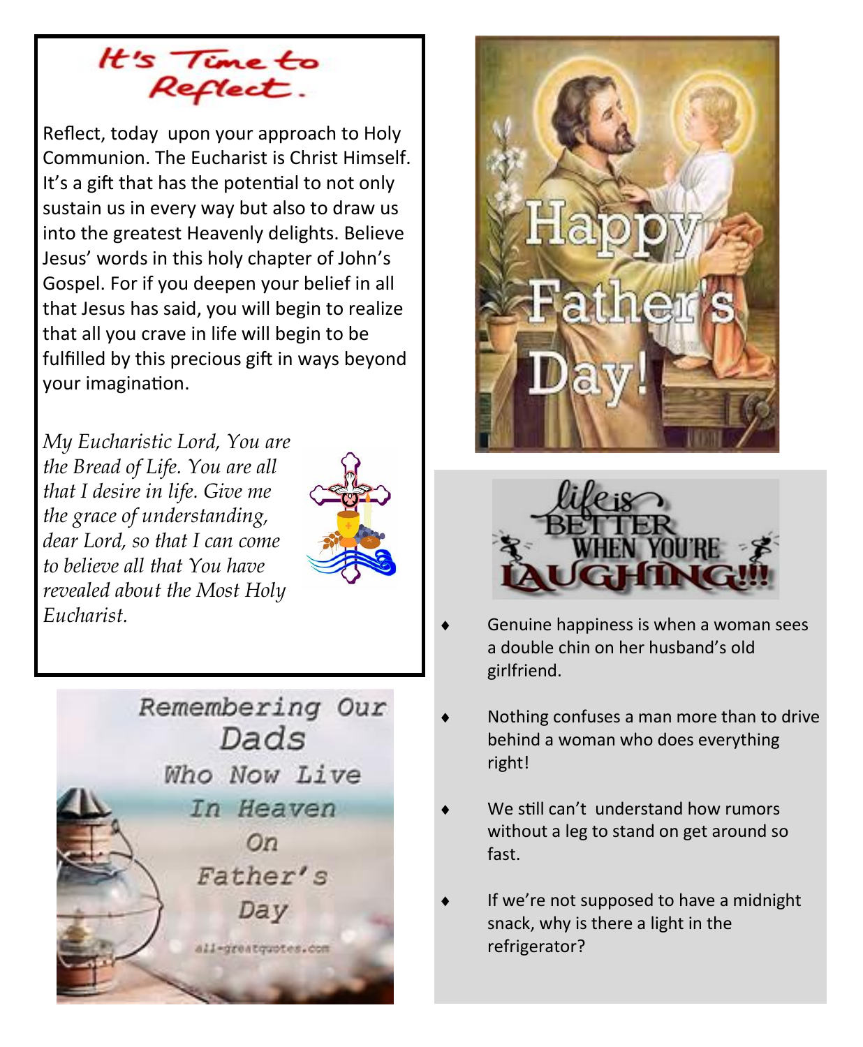## It's Time to Reflect.

Reflect, today upon your approach to Holy Communion. The Eucharist is Christ Himself. It's a gift that has the potential to not only sustain us in every way but also to draw us into the greatest Heavenly delights. Believe Jesus' words in this holy chapter of John's Gospel. For if you deepen your belief in all that Jesus has said, you will begin to realize that all you crave in life will begin to be fulfilled by this precious gift in ways beyond your imagination.

*My Eucharistic Lord, You are the Bread of Life. You are all that I desire in life. Give me the grace of understanding, dear Lord, so that I can come to believe all that You have revealed about the Most Holy Eucharist.*

Remembering Our Dads Who Now Live In Heaven On Father's Day

all-greatquotes.com

Happy Father's Day!

## life is BETTER WHEN YOU'RE LAUGHING!!!

- Genuine happiness is when a woman sees a double chin on her husband's old girlfriend.
- Nothing confuses a man more than to drive behind a woman who does everything right!
- We still can't understand how rumors without a leg to stand on get around so fast.
- If we're not supposed to have a midnight snack, why is there a light in the refrigerator?